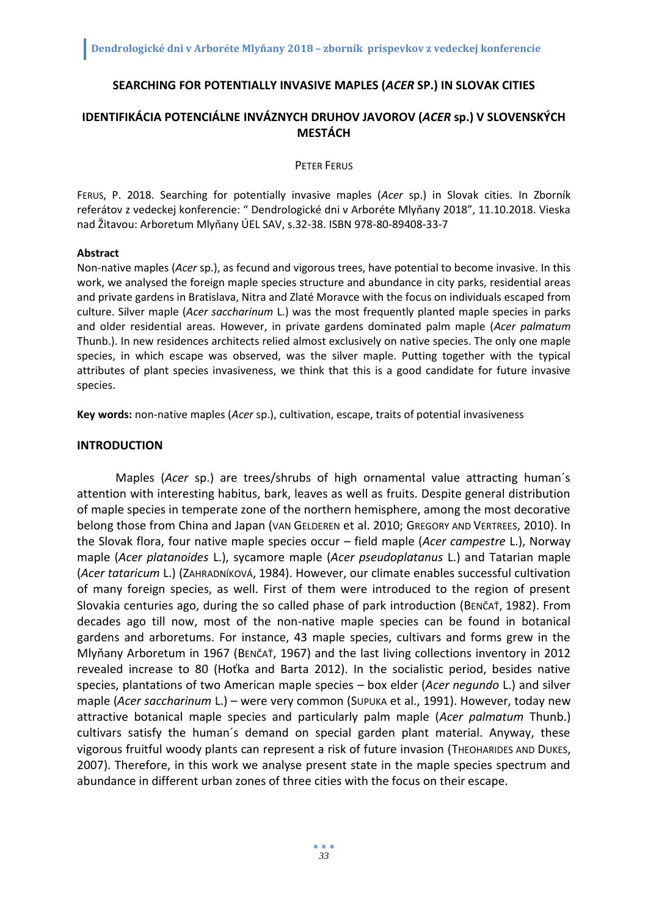# SEARCHING FOR POTENTIALLY INVASIVE MAPLES (*ACER* SP.) IN SLOVAK CITIES

# IDENTIFIKÁCIA POTENCIÁLNE INVÁZNYCH DRUHOV JAVOROV (*ACER* sp.) V SLOVENSKÝCH MESTÁCH

PETER FERUS

FERUS, P. 2018. Searching for potentially invasive maples (*Acer* sp.) in Slovak cities. In Zborník referátov z vedeckej konferencie: " Dendrologické dni v Arboréte Mlyňany 2018", 11.10.2018. Vieska nad Žitavou: Arboretum Mlyňany ÚEL SAV, s.32-38. ISBN 978-80-89408-33-7

**Abstract**

Non-native maples (*Acer* sp.), as fecund and vigorous trees, have potential to become invasive. In this work, we analysed the foreign maple species structure and abundance in city parks, residential areas and private gardens in Bratislava, Nitra and Zlaté Moravce with the focus on individuals escaped from culture. Silver maple (*Acer saccharinum* L.) was the most frequently planted maple species in parks and older residential areas. However, in private gardens dominated palm maple (*Acer palmatum* Thunb.). In new residences architects relied almost exclusively on native species. The only one maple species, in which escape was observed, was the silver maple. Putting together with the typical attributes of plant species invasiveness, we think that this is a good candidate for future invasive species.

**Key words:** non-native maples (*Acer* sp.), cultivation, escape, traits of potential invasiveness

## INTRODUCTION

Maples (*Acer* sp.) are trees/shrubs of high ornamental value attracting human´s attention with interesting habitus, bark, leaves as well as fruits. Despite general distribution of maple species in temperate zone of the northern hemisphere, among the most decorative belong those from China and Japan (VAN GELDEREN et al. 2010; GREGORY AND VERTREES, 2010). In the Slovak flora, four native maple species occur – field maple (*Acer campestre* L.), Norway maple (*Acer platanoides* L.), sycamore maple (*Acer pseudoplatanus* L.) and Tatarian maple (*Acer tataricum* L.) (ZAHRADNÍKOVÁ, 1984). However, our climate enables successful cultivation of many foreign species, as well. First of them were introduced to the region of present Slovakia centuries ago, during the so called phase of park introduction (BENČAŤ, 1982). From decades ago till now, most of the non-native maple species can be found in botanical gardens and arboretums. For instance, 43 maple species, cultivars and forms grew in the Mlyňany Arboretum in 1967 (BENČAŤ, 1967) and the last living collections inventory in 2012 revealed increase to 80 (Hoťka and Barta 2012). In the socialistic period, besides native species, plantations of two American maple species – box elder (*Acer negundo* L.) and silver maple (*Acer saccharinum* L.) – were very common (SUPUKA et al., 1991). However, today new attractive botanical maple species and particularly palm maple (*Acer palmatum* Thunb.) cultivars satisfy the human´s demand on special garden plant material. Anyway, these vigorous fruitful woody plants can represent a risk of future invasion (THEOHARIDES AND DUKES, 2007). Therefore, in this work we analyse present state in the maple species spectrum and abundance in different urban zones of three cities with the focus on their escape.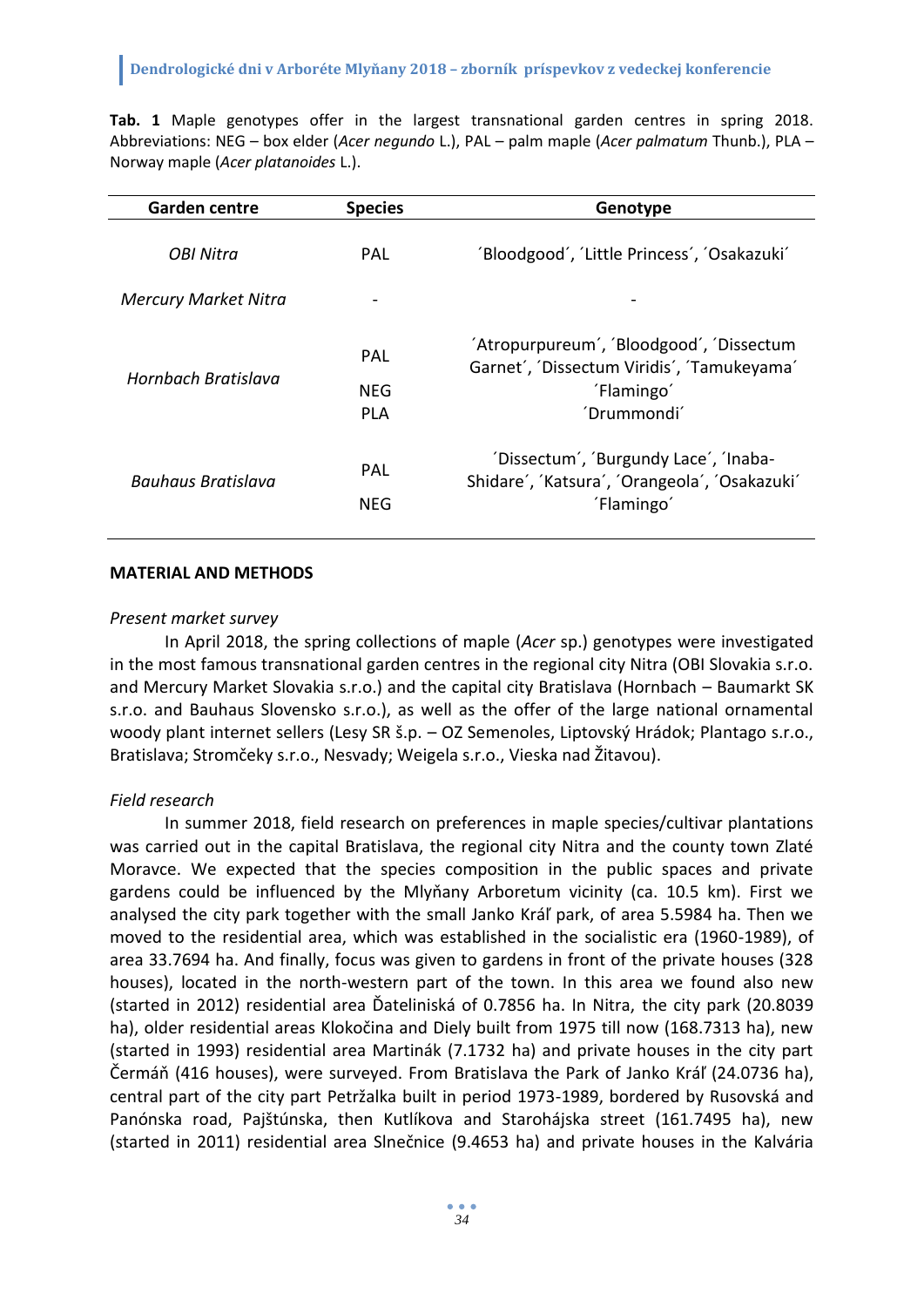**Tab. 1** Maple genotypes offer in the largest transnational garden centres in spring 2018. Abbreviations: NEG – box elder (*Acer negundo* L.), PAL – palm maple (*Acer palmatum* Thunb.), PLA – Norway maple (*Acer platanoides* L.).

| Garden centre | Species | Genotype |
|---|---|---|
| *OBI Nitra* | PAL | ´Bloodgood´, ´Little Princess´, ´Osakazuki´ |
| *Mercury Market Nitra* | - | - |
| *Hornbach Bratislava* | PAL | ´Atropurpureum´, ´Bloodgood´, ´Dissectum Garnet´, ´Dissectum Viridis´, ´Tamukeyama´ |
| | NEG | ´Flamingo´ |
| | PLA | ´Drummondi´ |
| *Bauhaus Bratislava* | PAL | ´Dissectum´, ´Burgundy Lace´, ´Inaba-Shidare´, ´Katsura´, ´Orangeola´, ´Osakazuki´ |
| | NEG | ´Flamingo´ |

## MATERIAL AND METHODS

*Present market survey*

In April 2018, the spring collections of maple (*Acer* sp.) genotypes were investigated in the most famous transnational garden centres in the regional city Nitra (OBI Slovakia s.r.o. and Mercury Market Slovakia s.r.o.) and the capital city Bratislava (Hornbach – Baumarkt SK s.r.o. and Bauhaus Slovensko s.r.o.), as well as the offer of the large national ornamental woody plant internet sellers (Lesy SR š.p. – OZ Semenoles, Liptovský Hrádok; Plantago s.r.o., Bratislava; Stromčeky s.r.o., Nesvady; Weigela s.r.o., Vieska nad Žitavou).

*Field research*

In summer 2018, field research on preferences in maple species/cultivar plantations was carried out in the capital Bratislava, the regional city Nitra and the county town Zlaté Moravce. We expected that the species composition in the public spaces and private gardens could be influenced by the Mlyňany Arboretum vicinity (ca. 10.5 km). First we analysed the city park together with the small Janko Kráľ park, of area 5.5984 ha. Then we moved to the residential area, which was established in the socialistic era (1960-1989), of area 33.7694 ha. And finally, focus was given to gardens in front of the private houses (328 houses), located in the north-western part of the town. In this area we found also new (started in 2012) residential area Ďateliniská of 0.7856 ha. In Nitra, the city park (20.8039 ha), older residential areas Klokočina and Diely built from 1975 till now (168.7313 ha), new (started in 1993) residential area Martinák (7.1732 ha) and private houses in the city part Čermáň (416 houses), were surveyed. From Bratislava the Park of Janko Kráľ (24.0736 ha), central part of the city part Petržalka built in period 1973-1989, bordered by Rusovská and Panónska road, Pajštúnska, then Kutlíkova and Starohájska street (161.7495 ha), new (started in 2011) residential area Slnečnice (9.4653 ha) and private houses in the Kalvária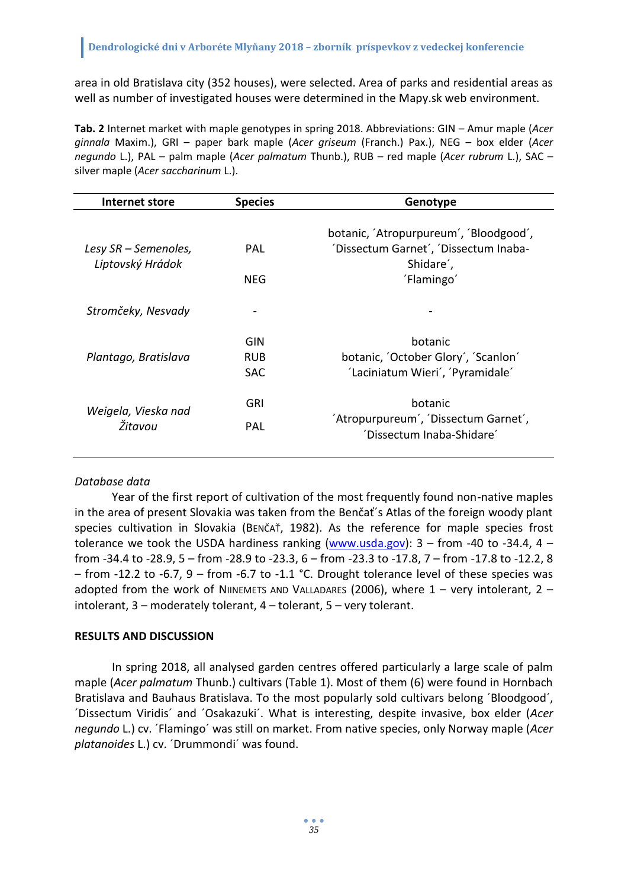area in old Bratislava city (352 houses), were selected. Area of parks and residential areas as well as number of investigated houses were determined in the Mapy.sk web environment.

**Tab. 2** Internet market with maple genotypes in spring 2018. Abbreviations: GIN – Amur maple (*Acer ginnala* Maxim.), GRI – paper bark maple (*Acer griseum* (Franch.) Pax.), NEG – box elder (*Acer negundo* L.), PAL – palm maple (*Acer palmatum* Thunb.), RUB – red maple (*Acer rubrum* L.), SAC – silver maple (*Acer saccharinum* L.).

| Internet store | Species | Genotype |
|---|---|---|
| *Lesy SR – Semenoles, Liptovský Hrádok* | PAL | botanic, ´Atropurpureum´, ´Bloodgood´, ´Dissectum Garnet´, ´Dissectum Inaba-Shidare´, |
| | NEG | ´Flamingo´ |
| *Stromčeky, Nesvady* | - | - |
| *Plantago, Bratislava* | GIN | botanic |
| | RUB | botanic, ´October Glory´, ´Scanlon´ |
| | SAC | ´Laciniatum Wieri´, ´Pyramidale´ |
| *Weigela, Vieska nad Žitavou* | GRI | botanic |
| | PAL | ´Atropurpureum´, ´Dissectum Garnet´, ´Dissectum Inaba-Shidare´ |

*Database data*

Year of the first report of cultivation of the most frequently found non-native maples in the area of present Slovakia was taken from the Benčať´s Atlas of the foreign woody plant species cultivation in Slovakia (Benčať, 1982). As the reference for maple species frost tolerance we took the USDA hardiness ranking (www.usda.gov): 3 – from -40 to -34.4, 4 – from -34.4 to -28.9, 5 – from -28.9 to -23.3, 6 – from -23.3 to -17.8, 7 – from -17.8 to -12.2, 8 – from -12.2 to -6.7, 9 – from -6.7 to -1.1 °C. Drought tolerance level of these species was adopted from the work of Niinemets and Valladares (2006), where 1 – very intolerant, 2 – intolerant, 3 – moderately tolerant, 4 – tolerant, 5 – very tolerant.

## RESULTS AND DISCUSSION

In spring 2018, all analysed garden centres offered particularly a large scale of palm maple (*Acer palmatum* Thunb.) cultivars (Table 1). Most of them (6) were found in Hornbach Bratislava and Bauhaus Bratislava. To the most popularly sold cultivars belong ´Bloodgood´, ´Dissectum Viridis´ and ´Osakazuki´. What is interesting, despite invasive, box elder (*Acer negundo* L.) cv. ´Flamingo´ was still on market. From native species, only Norway maple (*Acer platanoides* L.) cv. ´Drummondi´ was found.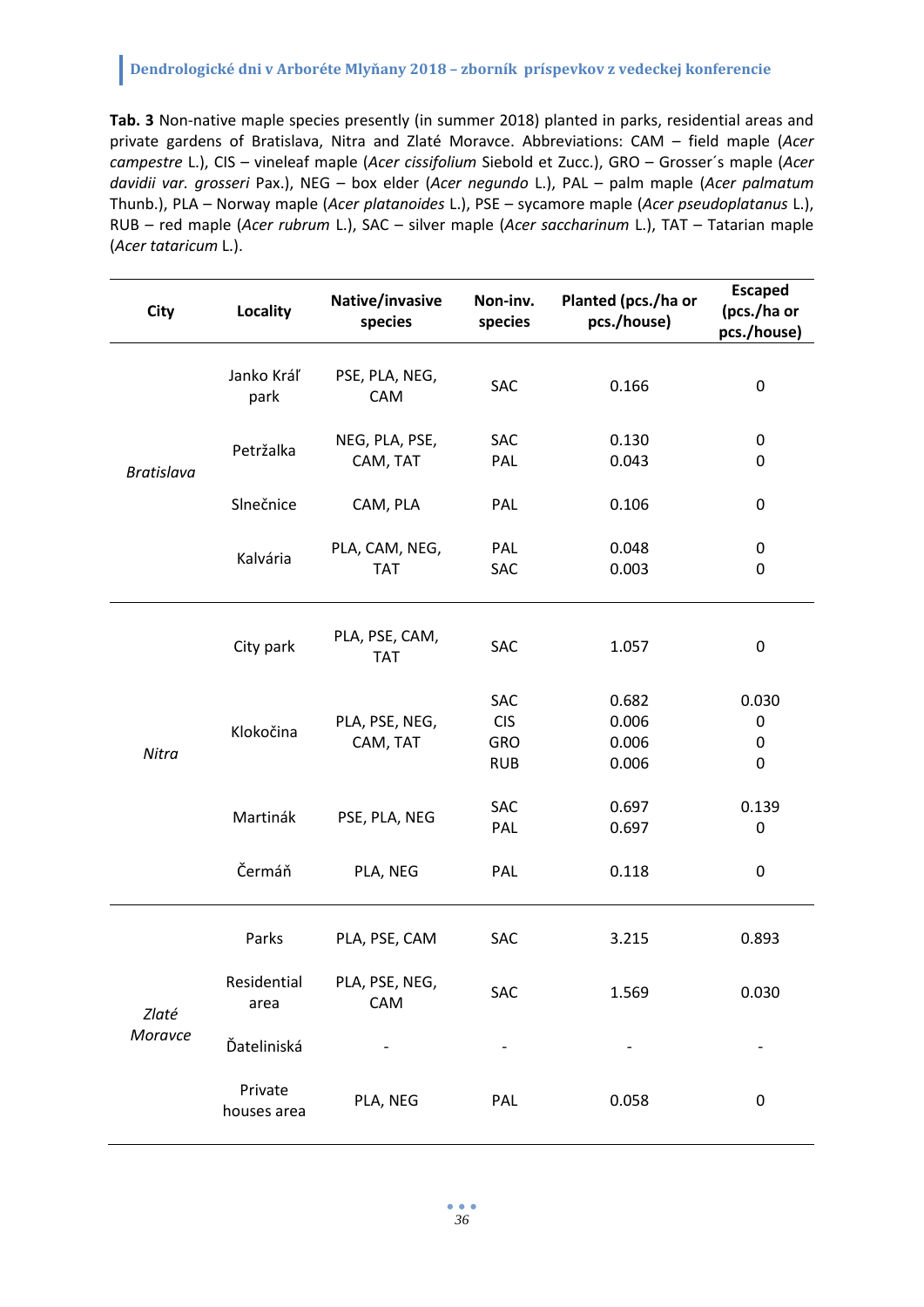**Tab. 3** Non-native maple species presently (in summer 2018) planted in parks, residential areas and private gardens of Bratislava, Nitra and Zlaté Moravce. Abbreviations: CAM – field maple (*Acer campestre* L.), CIS – vineleaf maple (*Acer cissifolium* Siebold et Zucc.), GRO – Grosser´s maple (*Acer davidii var. grosseri* Pax.), NEG – box elder (*Acer negundo* L.), PAL – palm maple (*Acer palmatum* Thunb.), PLA – Norway maple (*Acer platanoides* L.), PSE – sycamore maple (*Acer pseudoplatanus* L.), RUB – red maple (*Acer rubrum* L.), SAC – silver maple (*Acer saccharinum* L.), TAT – Tatarian maple (*Acer tataricum* L.).

| City | Locality | Native/invasive species | Non-inv. species | Planted (pcs./ha or pcs./house) | Escaped (pcs./ha or pcs./house) |
|---|---|---|---|---|---|
| *Bratislava* | Janko Kráľ park | PSE, PLA, NEG, CAM | SAC | 0.166 | 0 |
| | Petržalka | NEG, PLA, PSE, CAM, TAT | SAC<br>PAL | 0.130<br>0.043 | 0<br>0 |
| | Slnečnice | CAM, PLA | PAL | 0.106 | 0 |
| | Kalvária | PLA, CAM, NEG, TAT | PAL<br>SAC | 0.048<br>0.003 | 0<br>0 |
| *Nitra* | City park | PLA, PSE, CAM, TAT | SAC | 1.057 | 0 |
| | Klokočina | PLA, PSE, NEG, CAM, TAT | SAC<br>CIS<br>GRO<br>RUB | 0.682<br>0.006<br>0.006<br>0.006 | 0.030<br>0<br>0<br>0 |
| | Martinák | PSE, PLA, NEG | SAC<br>PAL | 0.697<br>0.697 | 0.139<br>0 |
| | Čermáň | PLA, NEG | PAL | 0.118 | 0 |
| *Zlaté Moravce* | Parks | PLA, PSE, CAM | SAC | 3.215 | 0.893 |
| | Residential area | PLA, PSE, NEG, CAM | SAC | 1.569 | 0.030 |
| | Ďateliniská | - | - | - | - |
| | Private houses area | PLA, NEG | PAL | 0.058 | 0 |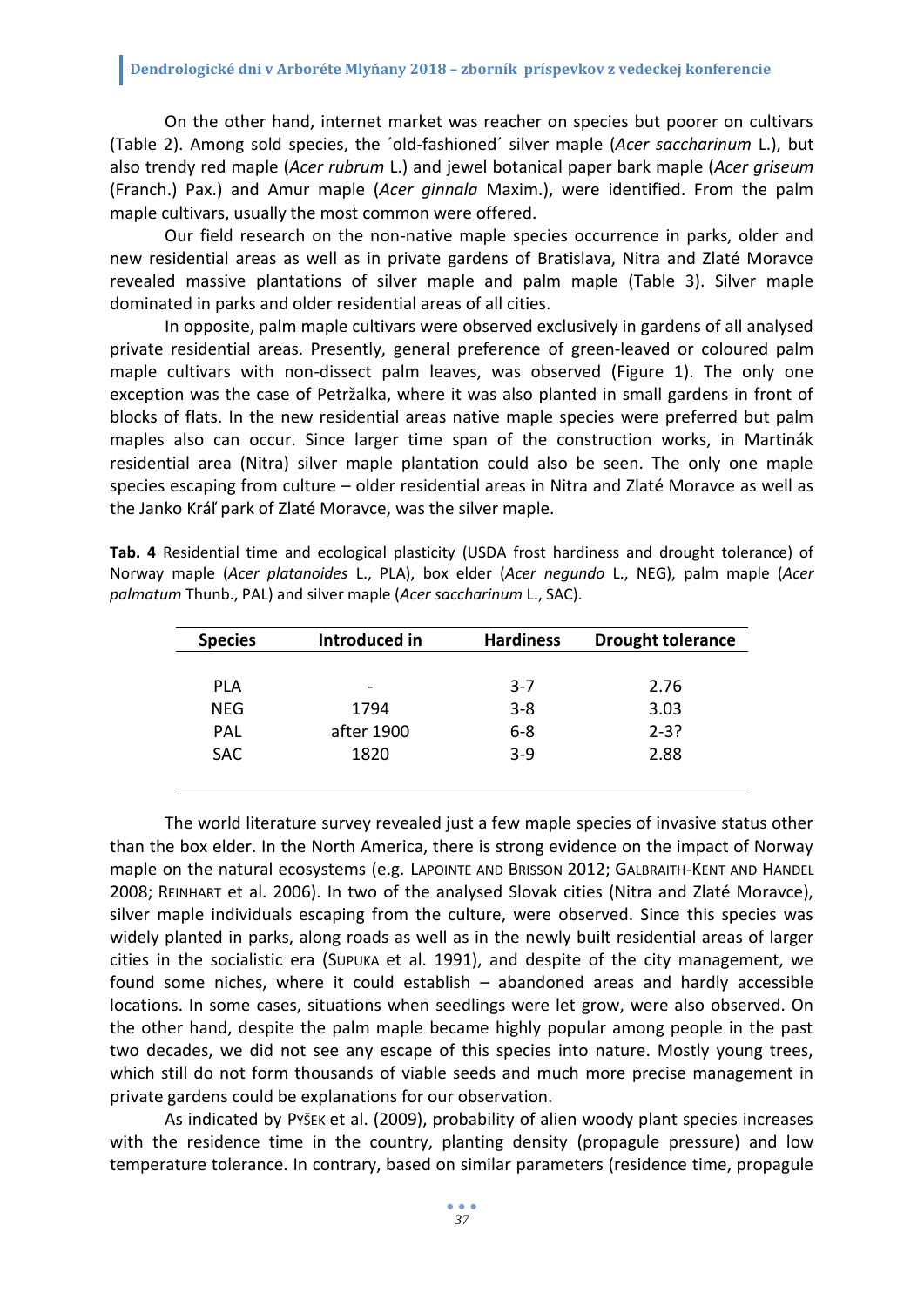On the other hand, internet market was reacher on species but poorer on cultivars (Table 2). Among sold species, the ´old-fashioned´ silver maple (*Acer saccharinum* L.), but also trendy red maple (*Acer rubrum* L.) and jewel botanical paper bark maple (*Acer griseum* (Franch.) Pax.) and Amur maple (*Acer ginnala* Maxim.), were identified. From the palm maple cultivars, usually the most common were offered.

Our field research on the non-native maple species occurrence in parks, older and new residential areas as well as in private gardens of Bratislava, Nitra and Zlaté Moravce revealed massive plantations of silver maple and palm maple (Table 3). Silver maple dominated in parks and older residential areas of all cities.

In opposite, palm maple cultivars were observed exclusively in gardens of all analysed private residential areas. Presently, general preference of green-leaved or coloured palm maple cultivars with non-dissect palm leaves, was observed (Figure 1). The only one exception was the case of Petržalka, where it was also planted in small gardens in front of blocks of flats. In the new residential areas native maple species were preferred but palm maples also can occur. Since larger time span of the construction works, in Martinák residential area (Nitra) silver maple plantation could also be seen. The only one maple species escaping from culture – older residential areas in Nitra and Zlaté Moravce as well as the Janko Kráľ park of Zlaté Moravce, was the silver maple.

**Tab. 4** Residential time and ecological plasticity (USDA frost hardiness and drought tolerance) of Norway maple (*Acer platanoides* L., PLA), box elder (*Acer negundo* L., NEG), palm maple (*Acer palmatum* Thunb., PAL) and silver maple (*Acer saccharinum* L., SAC).

| Species | Introduced in | Hardiness | Drought tolerance |
|---|---|---|---|
| PLA | - | 3-7 | 2.76 |
| NEG | 1794 | 3-8 | 3.03 |
| PAL | after 1900 | 6-8 | 2-3? |
| SAC | 1820 | 3-9 | 2.88 |

The world literature survey revealed just a few maple species of invasive status other than the box elder. In the North America, there is strong evidence on the impact of Norway maple on the natural ecosystems (e.g. LAPOINTE AND BRISSON 2012; GALBRAITH-KENT AND HANDEL 2008; REINHART et al. 2006). In two of the analysed Slovak cities (Nitra and Zlaté Moravce), silver maple individuals escaping from the culture, were observed. Since this species was widely planted in parks, along roads as well as in the newly built residential areas of larger cities in the socialistic era (SUPUKA et al. 1991), and despite of the city management, we found some niches, where it could establish – abandoned areas and hardly accessible locations. In some cases, situations when seedlings were let grow, were also observed. On the other hand, despite the palm maple became highly popular among people in the past two decades, we did not see any escape of this species into nature. Mostly young trees, which still do not form thousands of viable seeds and much more precise management in private gardens could be explanations for our observation.

As indicated by PYŠEK et al. (2009), probability of alien woody plant species increases with the residence time in the country, planting density (propagule pressure) and low temperature tolerance. In contrary, based on similar parameters (residence time, propagule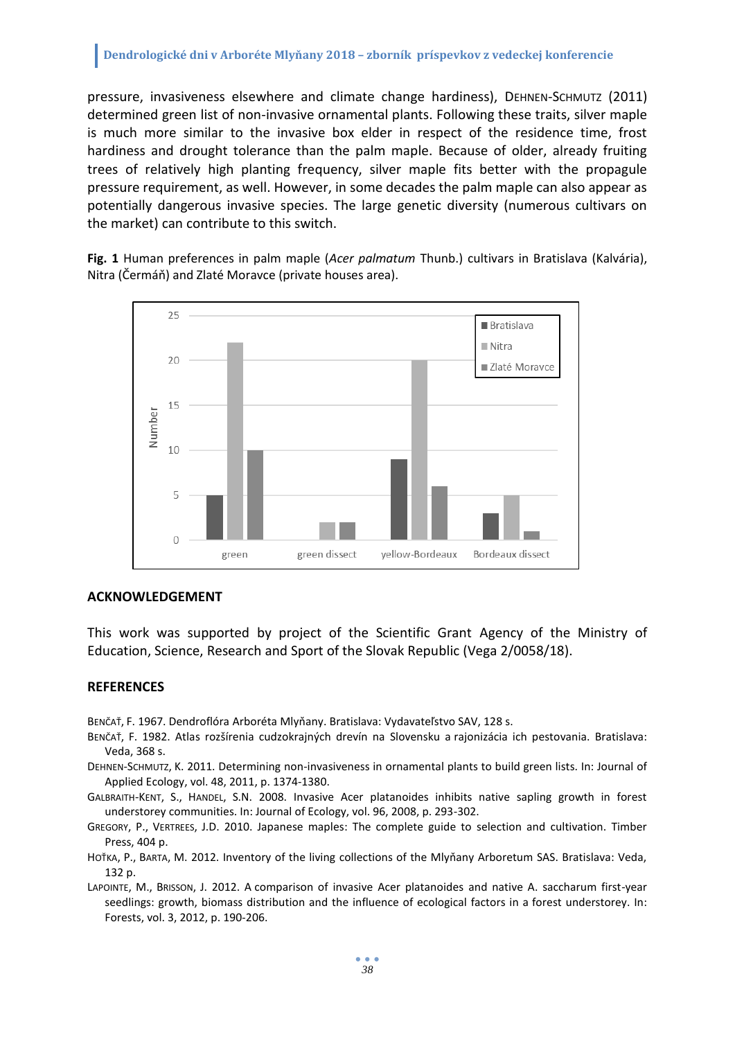pressure, invasiveness elsewhere and climate change hardiness), DEHNEN-SCHMUTZ (2011) determined green list of non-invasive ornamental plants. Following these traits, silver maple is much more similar to the invasive box elder in respect of the residence time, frost hardiness and drought tolerance than the palm maple. Because of older, already fruiting trees of relatively high planting frequency, silver maple fits better with the propagule pressure requirement, as well. However, in some decades the palm maple can also appear as potentially dangerous invasive species. The large genetic diversity (numerous cultivars on the market) can contribute to this switch.

**Fig. 1** Human preferences in palm maple (*Acer palmatum* Thunb.) cultivars in Bratislava (Kalvária), Nitra (Čermáň) and Zlaté Moravce (private houses area).

| | Bratislava | Nitra | Zlaté Moravce |
|---|---|---|---|
| green | 5 | 22 | 10 |
| green dissect | 0 | 2 | 2 |
| yellow-Bordeaux | 9 | 20 | 6 |
| Bordeaux dissect | 3 | 5 | 1 |

## ACKNOWLEDGEMENT

This work was supported by project of the Scientific Grant Agency of the Ministry of Education, Science, Research and Sport of the Slovak Republic (Vega 2/0058/18).

## REFERENCES

BENČAŤ, F. 1967. Dendroflóra Arboréta Mlyňany. Bratislava: Vydavateľstvo SAV, 128 s.

BENČAŤ, F. 1982. Atlas rozšírenia cudzokrajných drevín na Slovensku a rajonizácia ich pestovania. Bratislava: Veda, 368 s.

DEHNEN-SCHMUTZ, K. 2011. Determining non-invasiveness in ornamental plants to build green lists. In: Journal of Applied Ecology, vol. 48, 2011, p. 1374-1380.

GALBRAITH-KENT, S., HANDEL, S.N. 2008. Invasive Acer platanoides inhibits native sapling growth in forest understorey communities. In: Journal of Ecology, vol. 96, 2008, p. 293-302.

GREGORY, P., VERTREES, J.D. 2010. Japanese maples: The complete guide to selection and cultivation. Timber Press, 404 p.

HOŤKA, P., BARTA, M. 2012. Inventory of the living collections of the Mlyňany Arboretum SAS. Bratislava: Veda, 132 p.

LAPOINTE, M., BRISSON, J. 2012. A comparison of invasive Acer platanoides and native A. saccharum first-year seedlings: growth, biomass distribution and the influence of ecological factors in a forest understorey. In: Forests, vol. 3, 2012, p. 190-206.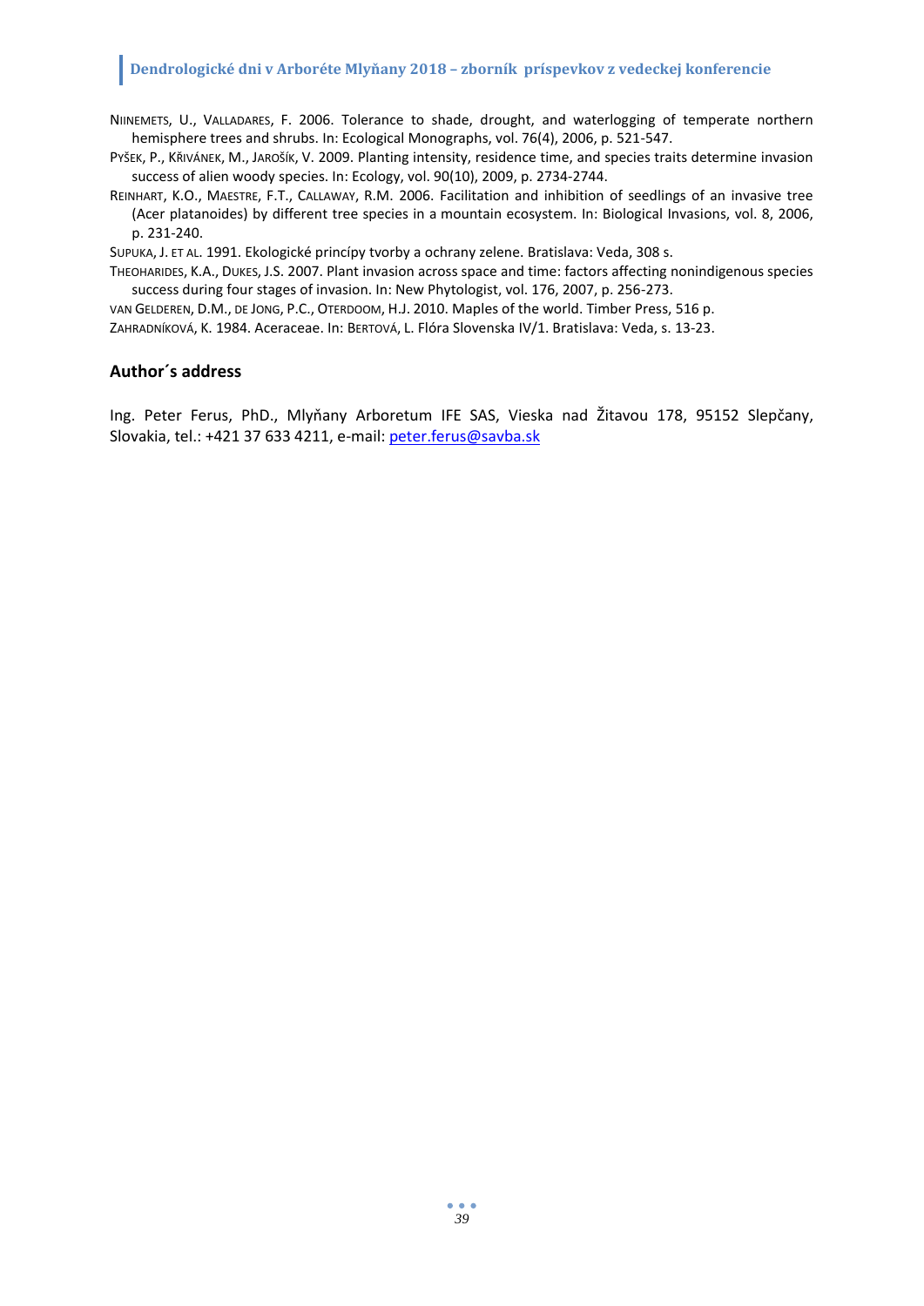NIINEMETS, U., VALLADARES, F. 2006. Tolerance to shade, drought, and waterlogging of temperate northern hemisphere trees and shrubs. In: Ecological Monographs, vol. 76(4), 2006, p. 521-547.

PYŠEK, P., KŘIVÁNEK, M., JAROŠÍK, V. 2009. Planting intensity, residence time, and species traits determine invasion success of alien woody species. In: Ecology, vol. 90(10), 2009, p. 2734-2744.

REINHART, K.O., MAESTRE, F.T., CALLAWAY, R.M. 2006. Facilitation and inhibition of seedlings of an invasive tree (Acer platanoides) by different tree species in a mountain ecosystem. In: Biological Invasions, vol. 8, 2006, p. 231-240.

SUPUKA, J. ET AL. 1991. Ekologické princípy tvorby a ochrany zelene. Bratislava: Veda, 308 s.

THEOHARIDES, K.A., DUKES, J.S. 2007. Plant invasion across space and time: factors affecting nonindigenous species success during four stages of invasion. In: New Phytologist, vol. 176, 2007, p. 256-273.

VAN GELDEREN, D.M., DE JONG, P.C., OTERDOOM, H.J. 2010. Maples of the world. Timber Press, 516 p.

ZAHRADNÍKOVÁ, K. 1984. Aceraceae. In: BERTOVÁ, L. Flóra Slovenska IV/1. Bratislava: Veda, s. 13-23.

## Author´s address

Ing. Peter Ferus, PhD., Mlyňany Arboretum IFE SAS, Vieska nad Žitavou 178, 95152 Slepčany, Slovakia, tel.: +421 37 633 4211, e-mail: peter.ferus@savba.sk